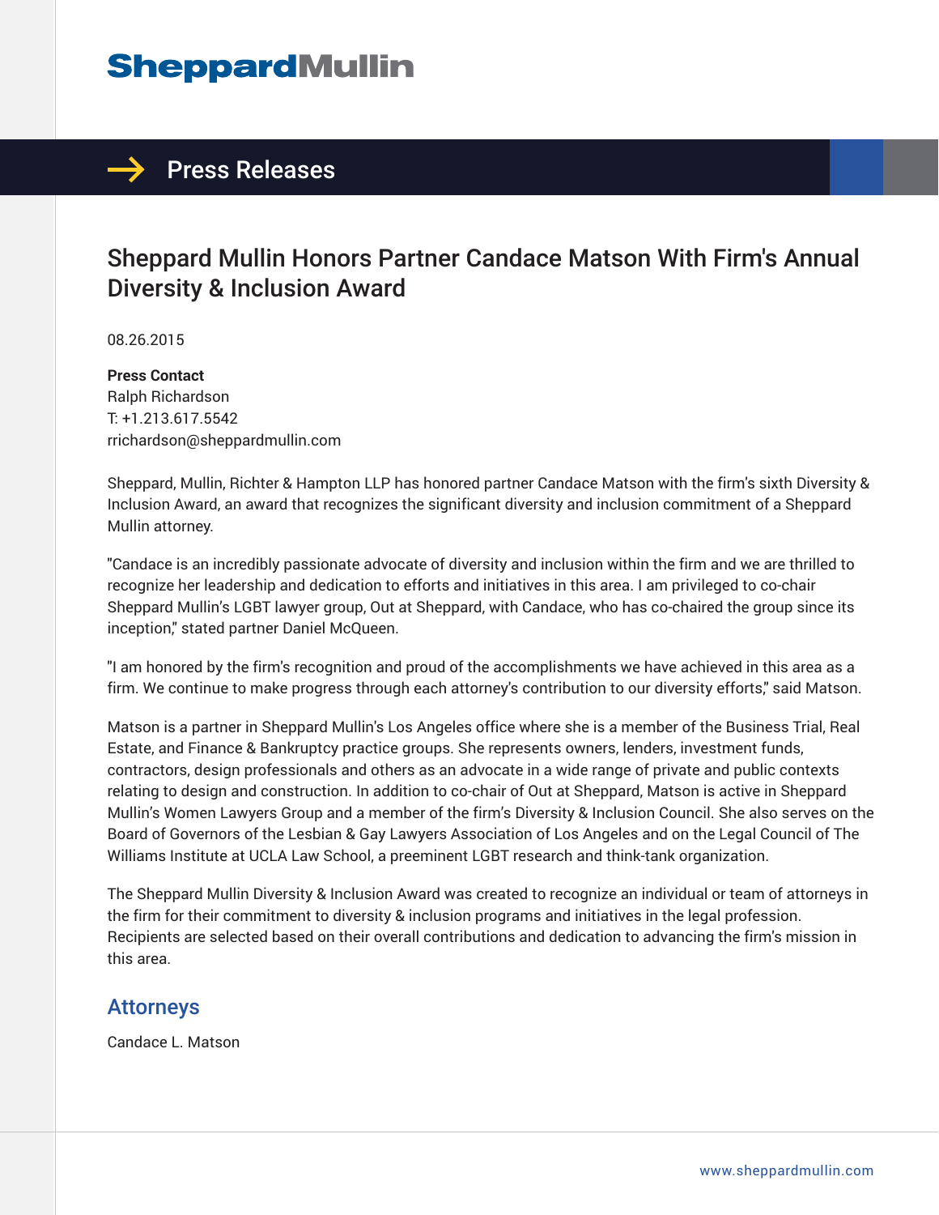# Sheppard Mullin

## Press Releases

# Sheppard Mullin Honors Partner Candace Matson With Firm's Annual Diversity & Inclusion Award

08.26.2015

**Press Contact**
Ralph Richardson
T: +1.213.617.5542
rrichardson@sheppardmullin.com

Sheppard, Mullin, Richter & Hampton LLP has honored partner Candace Matson with the firm's sixth Diversity & Inclusion Award, an award that recognizes the significant diversity and inclusion commitment of a Sheppard Mullin attorney.

"Candace is an incredibly passionate advocate of diversity and inclusion within the firm and we are thrilled to recognize her leadership and dedication to efforts and initiatives in this area. I am privileged to co-chair Sheppard Mullin's LGBT lawyer group, Out at Sheppard, with Candace, who has co-chaired the group since its inception," stated partner Daniel McQueen.

"I am honored by the firm's recognition and proud of the accomplishments we have achieved in this area as a firm. We continue to make progress through each attorney's contribution to our diversity efforts," said Matson.

Matson is a partner in Sheppard Mullin's Los Angeles office where she is a member of the Business Trial, Real Estate, and Finance & Bankruptcy practice groups. She represents owners, lenders, investment funds, contractors, design professionals and others as an advocate in a wide range of private and public contexts relating to design and construction. In addition to co-chair of Out at Sheppard, Matson is active in Sheppard Mullin's Women Lawyers Group and a member of the firm's Diversity & Inclusion Council. She also serves on the Board of Governors of the Lesbian & Gay Lawyers Association of Los Angeles and on the Legal Council of The Williams Institute at UCLA Law School, a preeminent LGBT research and think-tank organization.

The Sheppard Mullin Diversity & Inclusion Award was created to recognize an individual or team of attorneys in the firm for their commitment to diversity & inclusion programs and initiatives in the legal profession. Recipients are selected based on their overall contributions and dedication to advancing the firm's mission in this area.

## Attorneys

Candace L. Matson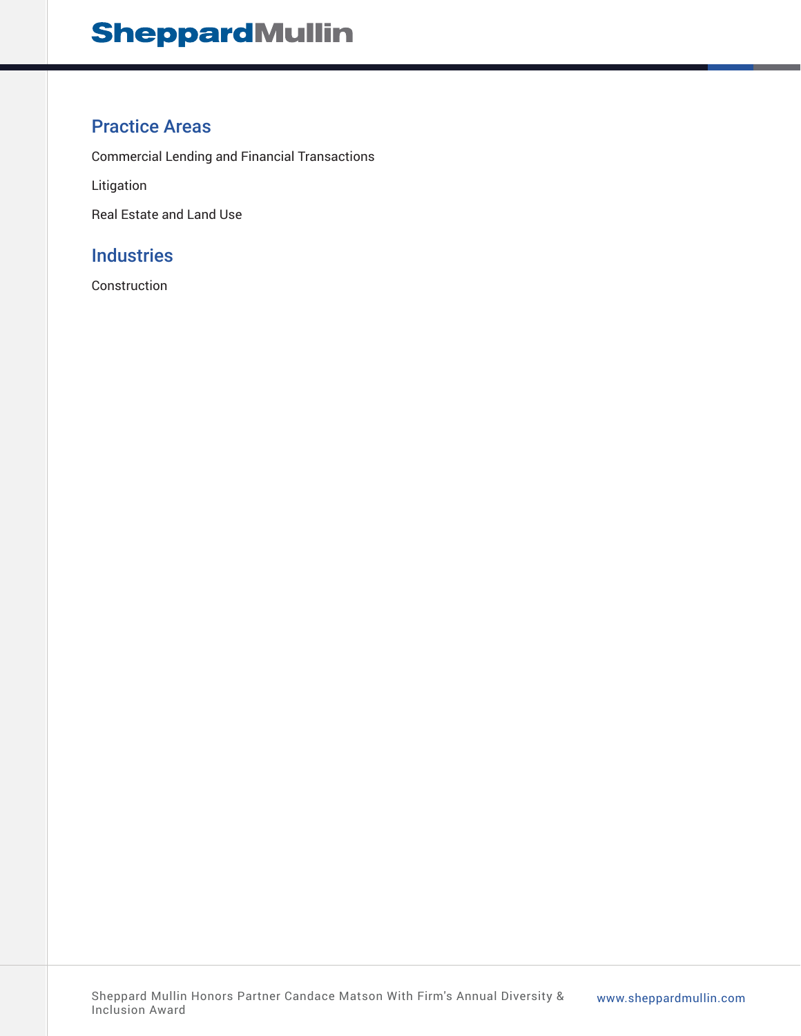## Practice Areas

Commercial Lending and Financial Transactions

Litigation

Real Estate and Land Use

## Industries

Construction